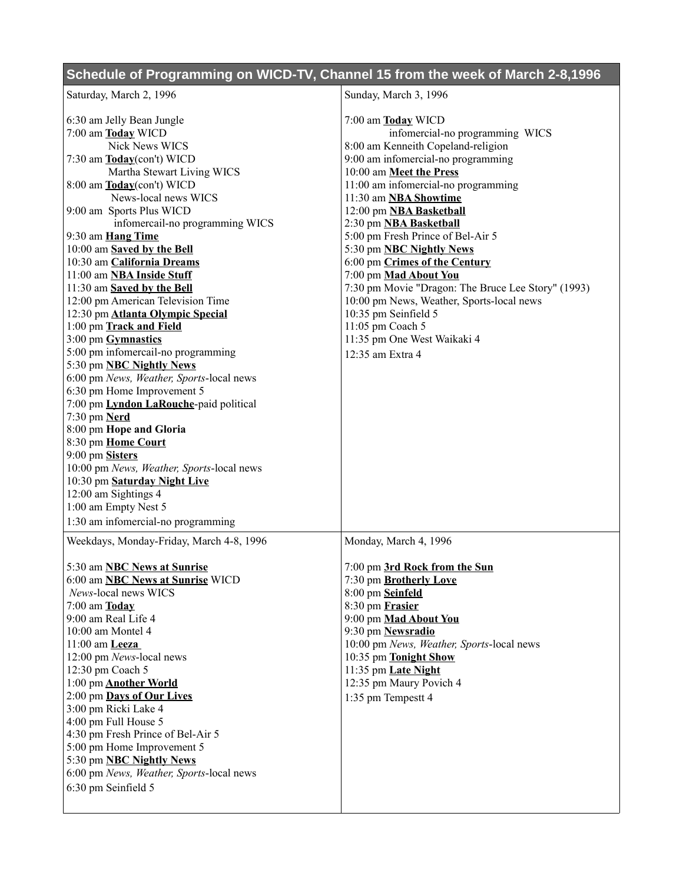## Schedule of Programming on WICD-TV, Channel 15 from the week of March 2-8,1996

### Saturday, March 2, 1996

6:30 am Jelly Bean Jungle
7:00 am **Today** WICD
Nick News WICS
7:30 am **Today**(con't) WICD
Martha Stewart Living WICS
8:00 am **Today**(con't) WICD
News-local news WICS
9:00 am Sports Plus WICD
infomercail-no programming WICS
9:30 am **Hang Time**
10:00 am **Saved by the Bell**
10:30 am **California Dreams**
11:00 am **NBA Inside Stuff**
11:30 am **Saved by the Bell**
12:00 pm American Television Time
12:30 pm **Atlanta Olympic Special**
1:00 pm **Track and Field**
3:00 pm **Gymnastics**
5:00 pm infomercail-no programming
5:30 pm **NBC Nightly News**
6:00 pm *News, Weather, Sports*-local news
6:30 pm Home Improvement 5
7:00 pm **Lyndon LaRouche**-paid political
7:30 pm **Nerd**
8:00 pm **Hope and Gloria**
8:30 pm **Home Court**
9:00 pm **Sisters**
10:00 pm *News, Weather, Sports*-local news
10:30 pm **Saturday Night Live**
12:00 am Sightings 4
1:00 am Empty Nest 5
1:30 am infomercial-no programming

### Sunday, March 3, 1996

7:00 am **Today** WICD
infomercial-no programming WICS
8:00 am Kenneith Copeland-religion
9:00 am infomercial-no programming
10:00 am **Meet the Press**
11:00 am infomercial-no programming
11:30 am **NBA Showtime**
12:00 pm **NBA Basketball**
2:30 pm **NBA Basketball**
5:00 pm Fresh Prince of Bel-Air 5
5:30 pm **NBC Nightly News**
6:00 pm **Crimes of the Century**
7:00 pm **Mad About You**
7:30 pm Movie "Dragon: The Bruce Lee Story" (1993)
10:00 pm News, Weather, Sports-local news
10:35 pm Seinfield 5
11:05 pm Coach 5
11:35 pm One West Waikaki 4
12:35 am Extra 4

### Weekdays, Monday-Friday, March 4-8, 1996

5:30 am **NBC News at Sunrise**
6:00 am **NBC News at Sunrise** WICD
*News*-local news WICS
7:00 am **Today**
9:00 am Real Life 4
10:00 am Montel 4
11:00 am **Leeza**
12:00 pm *News*-local news
12:30 pm Coach 5
1:00 pm **Another World**
2:00 pm **Days of Our Lives**
3:00 pm Ricki Lake 4
4:00 pm Full House 5
4:30 pm Fresh Prince of Bel-Air 5
5:00 pm Home Improvement 5
5:30 pm **NBC Nightly News**
6:00 pm *News, Weather, Sports*-local news
6:30 pm Seinfield 5

### Monday, March 4, 1996

7:00 pm **3rd Rock from the Sun**
7:30 pm **Brotherly Love**
8:00 pm **Seinfeld**
8:30 pm **Frasier**
9:00 pm **Mad About You**
9:30 pm **Newsradio**
10:00 pm *News, Weather, Sports*-local news
10:35 pm **Tonight Show**
11:35 pm **Late Night**
12:35 pm Maury Povich 4
1:35 pm Tempestt 4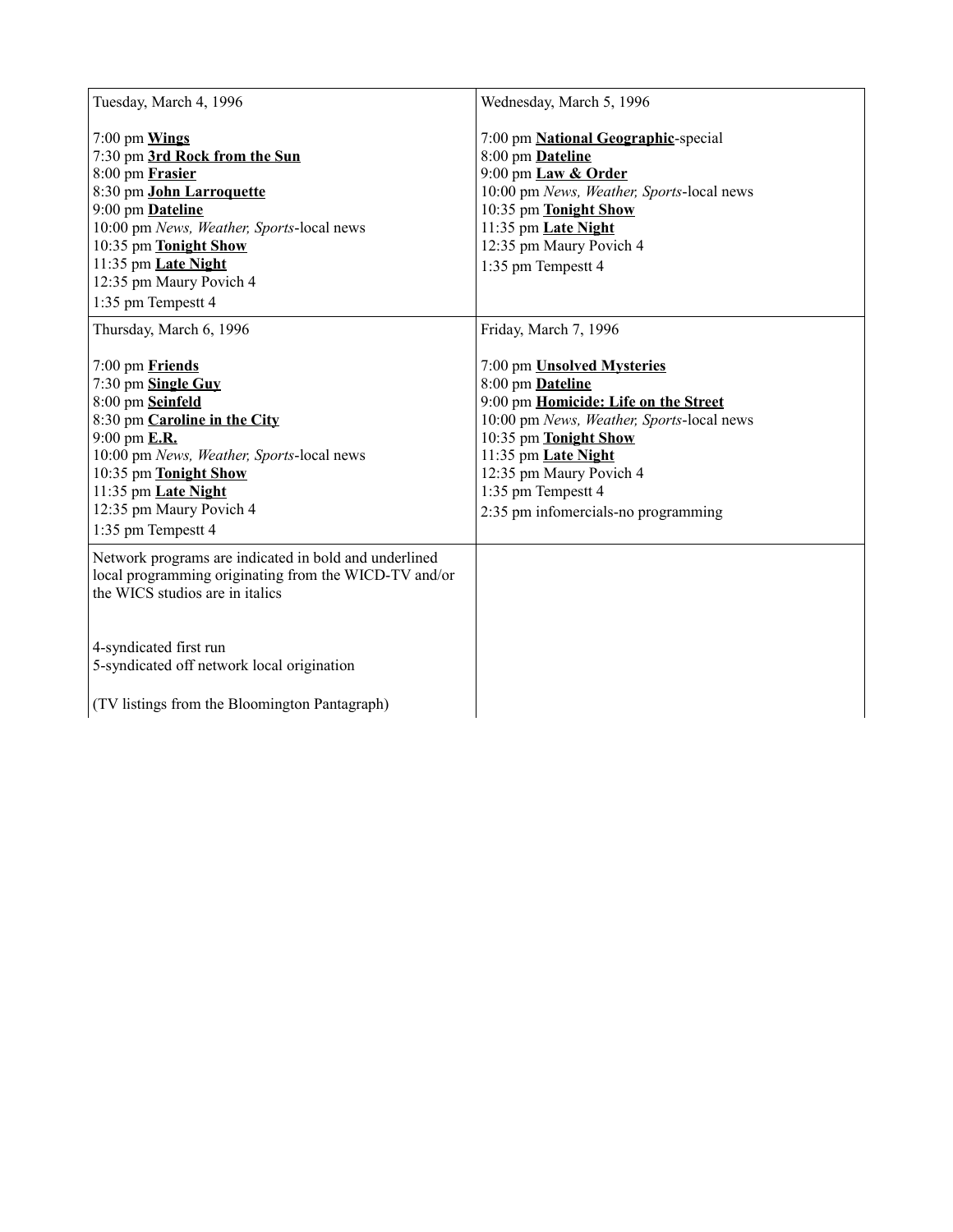| | |
|---|---|
| Tuesday, March 4, 1996<br><br>7:00 pm **<u>Wings</u>**<br>7:30 pm **<u>3rd Rock from the Sun</u>**<br>8:00 pm **<u>Frasier</u>**<br>8:30 pm **<u>John Larroquette</u>**<br>9:00 pm **<u>Dateline</u>**<br>10:00 pm *News, Weather, Sports*-local news<br>10:35 pm **<u>Tonight Show</u>**<br>11:35 pm **<u>Late Night</u>**<br>12:35 pm Maury Povich 4<br>1:35 pm Tempestt 4 | Wednesday, March 5, 1996<br><br>7:00 pm **<u>National Geographic</u>**-special<br>8:00 pm **<u>Dateline</u>**<br>9:00 pm **<u>Law & Order</u>**<br>10:00 pm *News, Weather, Sports*-local news<br>10:35 pm **<u>Tonight Show</u>**<br>11:35 pm **<u>Late Night</u>**<br>12:35 pm Maury Povich 4<br>1:35 pm Tempestt 4 |
| Thursday, March 6, 1996<br><br>7:00 pm **<u>Friends</u>**<br>7:30 pm **<u>Single Guy</u>**<br>8:00 pm **<u>Seinfeld</u>**<br>8:30 pm **<u>Caroline in the City</u>**<br>9:00 pm **<u>E.R.</u>**<br>10:00 pm *News, Weather, Sports*-local news<br>10:35 pm **<u>Tonight Show</u>**<br>11:35 pm **<u>Late Night</u>**<br>12:35 pm Maury Povich 4<br>1:35 pm Tempestt 4 | Friday, March 7, 1996<br><br>7:00 pm **<u>Unsolved Mysteries</u>**<br>8:00 pm **<u>Dateline</u>**<br>9:00 pm **<u>Homicide: Life on the Street</u>**<br>10:00 pm *News, Weather, Sports*-local news<br>10:35 pm **<u>Tonight Show</u>**<br>11:35 pm **<u>Late Night</u>**<br>12:35 pm Maury Povich 4<br>1:35 pm Tempestt 4<br>2:35 pm infomercials-no programming |
| Network programs are indicated in bold and underlined local programming originating from the WICD-TV and/or the WICS studios are in italics<br><br>4-syndicated first run<br>5-syndicated off network local origination<br><br>(TV listings from the Bloomington Pantagraph) | |